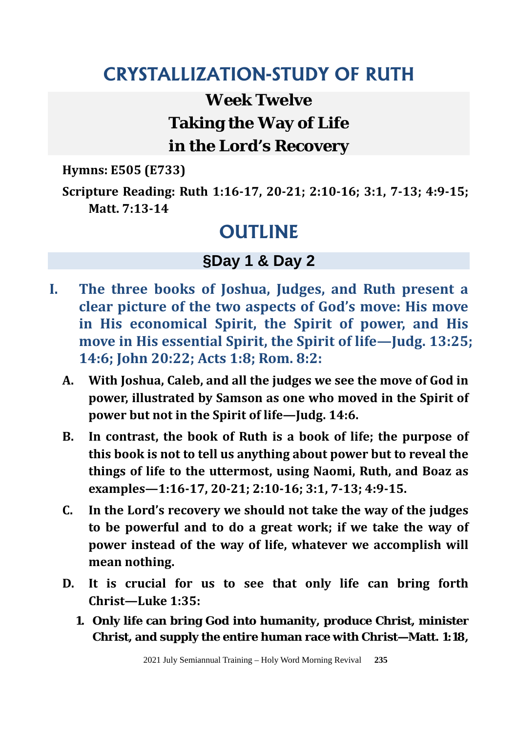# CRYSTALLIZATION-STUDY OF RUTH

## Week Twelve
## Taking the Way of Life
## in the Lord's Recovery

**Hymns: E505 (E733)**

**Scripture Reading: Ruth 1:16-17, 20-21; 2:10-16; 3:1, 7-13; 4:9-15; Matt. 7:13-14**

# OUTLINE

## §Day 1 & Day 2

**I. The three books of Joshua, Judges, and Ruth present a clear picture of the two aspects of God's move: His move in His economical Spirit, the Spirit of power, and His move in His essential Spirit, the Spirit of life—Judg. 13:25; 14:6; John 20:22; Acts 1:8; Rom. 8:2:**

**A. With Joshua, Caleb, and all the judges we see the move of God in power, illustrated by Samson as one who moved in the Spirit of power but not in the Spirit of life—Judg. 14:6.**

**B. In contrast, the book of Ruth is a book of life; the purpose of this book is not to tell us anything about power but to reveal the things of life to the uttermost, using Naomi, Ruth, and Boaz as examples—1:16-17, 20-21; 2:10-16; 3:1, 7-13; 4:9-15.**

**C. In the Lord's recovery we should not take the way of the judges to be powerful and to do a great work; if we take the way of power instead of the way of life, whatever we accomplish will mean nothing.**

**D. It is crucial for us to see that only life can bring forth Christ—Luke 1:35:**

**1. Only life can bring God into humanity, produce Christ, minister Christ, and supply the entire human race with Christ—Matt. 1:18,**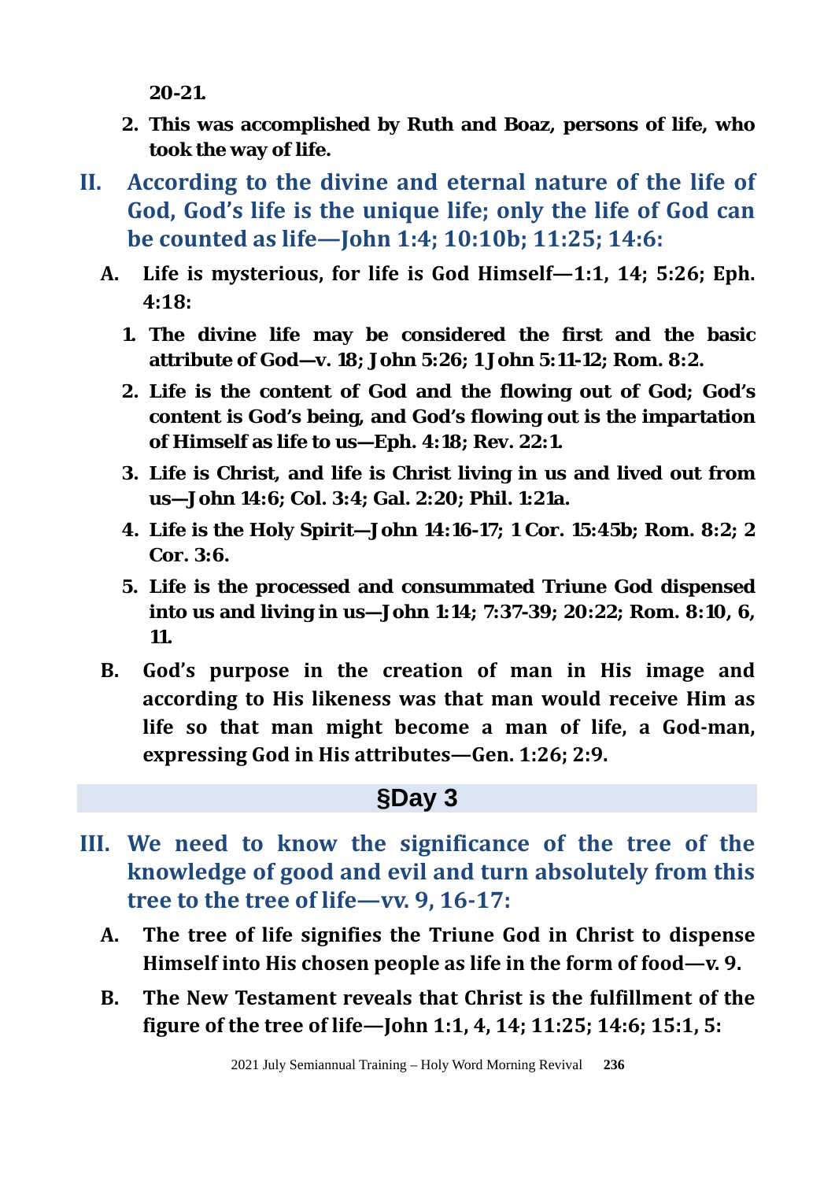**20-21.**

2. **This was accomplished by Ruth and Boaz, persons of life, who took the way of life.**

## II. According to the divine and eternal nature of the life of God, God's life is the unique life; only the life of God can be counted as life—John 1:4; 10:10b; 11:25; 14:6:

**A. Life is mysterious, for life is God Himself—1:1, 14; 5:26; Eph. 4:18:**

1. **The divine life may be considered the first and the basic attribute of God—v. 18; John 5:26; 1 John 5:11-12; Rom. 8:2.**
2. **Life is the content of God and the flowing out of God; God's content is God's being, and God's flowing out is the impartation of Himself as life to us—Eph. 4:18; Rev. 22:1.**
3. **Life is Christ, and life is Christ living in us and lived out from us—John 14:6; Col. 3:4; Gal. 2:20; Phil. 1:21a.**
4. **Life is the Holy Spirit—John 14:16-17; 1 Cor. 15:45b; Rom. 8:2; 2 Cor. 3:6.**
5. **Life is the processed and consummated Triune God dispensed into us and living in us—John 1:14; 7:37-39; 20:22; Rom. 8:10, 6, 11.**

**B. God's purpose in the creation of man in His image and according to His likeness was that man would receive Him as life so that man might become a man of life, a God-man, expressing God in His attributes—Gen. 1:26; 2:9.**

## §Day 3

## III. We need to know the significance of the tree of the knowledge of good and evil and turn absolutely from this tree to the tree of life—vv. 9, 16-17:

**A. The tree of life signifies the Triune God in Christ to dispense Himself into His chosen people as life in the form of food—v. 9.**

**B. The New Testament reveals that Christ is the fulfillment of the figure of the tree of life—John 1:1, 4, 14; 11:25; 14:6; 15:1, 5:**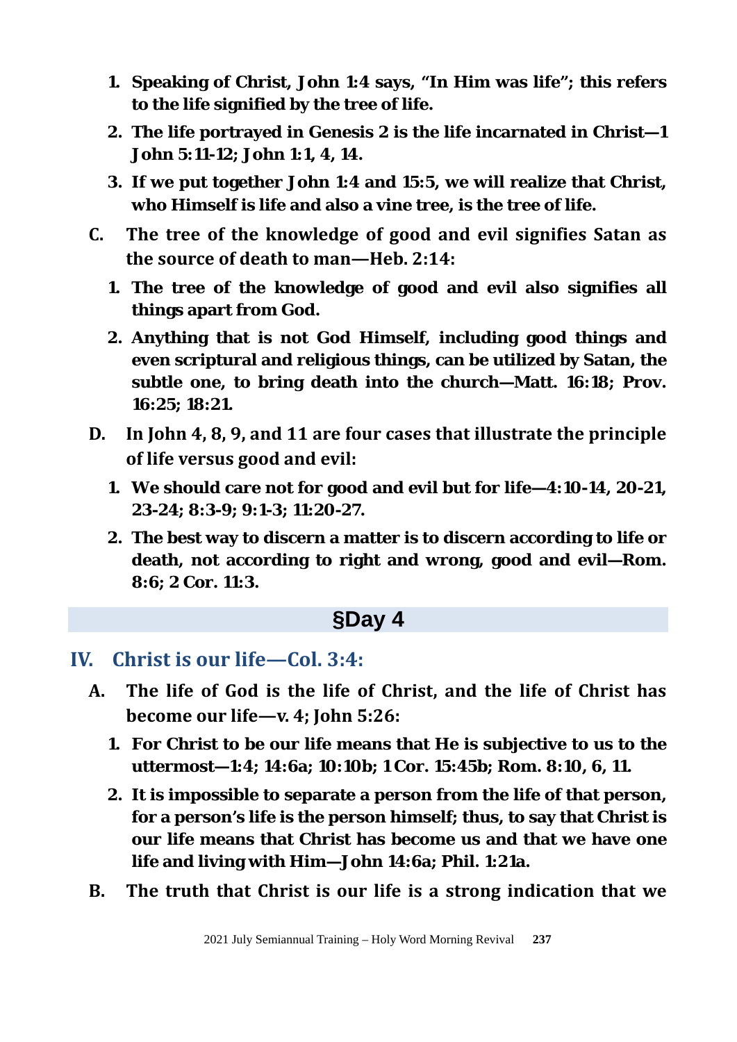1. **Speaking of Christ, John 1:4 says, "In Him was life"; this refers to the life signified by the tree of life.**
2. **The life portrayed in Genesis 2 is the life incarnated in Christ—1 John 5:11-12; John 1:1, 4, 14.**
3. **If we put together John 1:4 and 15:5, we will realize that Christ, who Himself is life and also a vine tree, is the tree of life.**

C. **The tree of the knowledge of good and evil signifies Satan as the source of death to man—Heb. 2:14:**

1. **The tree of the knowledge of good and evil also signifies all things apart from God.**
2. **Anything that is not God Himself, including good things and even scriptural and religious things, can be utilized by Satan, the subtle one, to bring death into the church—Matt. 16:18; Prov. 16:25; 18:21.**

D. **In John 4, 8, 9, and 11 are four cases that illustrate the principle of life versus good and evil:**

1. **We should care not for good and evil but for life—4:10-14, 20-21, 23-24; 8:3-9; 9:1-3; 11:20-27.**
2. **The best way to discern a matter is to discern according to life or death, not according to right and wrong, good and evil—Rom. 8:6; 2 Cor. 11:3.**

### §Day 4

## IV. Christ is our life—Col. 3:4:

A. **The life of God is the life of Christ, and the life of Christ has become our life—v. 4; John 5:26:**

1. **For Christ to be our life means that He is subjective to us to the uttermost—1:4; 14:6a; 10:10b; 1 Cor. 15:45b; Rom. 8:10, 6, 11.**
2. **It is impossible to separate a person from the life of that person, for a person's life is the person himself; thus, to say that Christ is our life means that Christ has become us and that we have one life and living with Him—John 14:6a; Phil. 1:21a.**

B. **The truth that Christ is our life is a strong indication that we**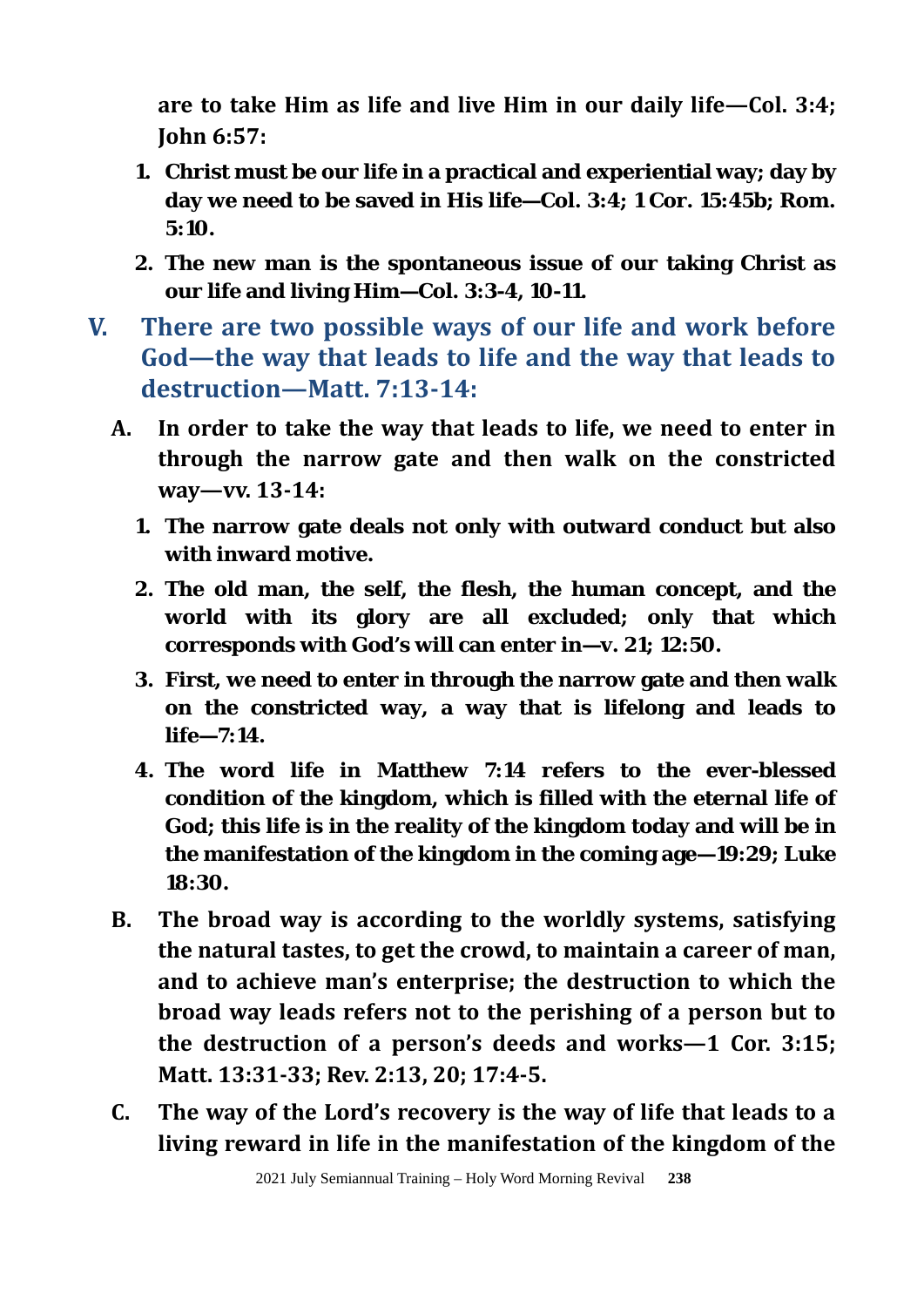**are to take Him as life and live Him in our daily life—Col. 3:4; John 6:57:**

1. **Christ must be our life in a practical and experiential way; day by day we need to be saved in His life—Col. 3:4; 1 Cor. 15:45b; Rom. 5:10.**
2. **The new man is the spontaneous issue of our taking Christ as our life and living Him—Col. 3:3-4, 10-11.**

## V. There are two possible ways of our life and work before God—the way that leads to life and the way that leads to destruction—Matt. 7:13-14:

**A. In order to take the way that leads to life, we need to enter in through the narrow gate and then walk on the constricted way—vv. 13-14:**

1. **The narrow gate deals not only with outward conduct but also with inward motive.**
2. **The old man, the self, the flesh, the human concept, and the world with its glory are all excluded; only that which corresponds with God's will can enter in—v. 21; 12:50.**
3. **First, we need to enter in through the narrow gate and then walk on the constricted way, a way that is lifelong and leads to life—7:14.**
4. **The word life in Matthew 7:14 refers to the ever-blessed condition of the kingdom, which is filled with the eternal life of God; this life is in the reality of the kingdom today and will be in the manifestation of the kingdom in the coming age—19:29; Luke 18:30.**

**B. The broad way is according to the worldly systems, satisfying the natural tastes, to get the crowd, to maintain a career of man, and to achieve man's enterprise; the destruction to which the broad way leads refers not to the perishing of a person but to the destruction of a person's deeds and works—1 Cor. 3:15; Matt. 13:31-33; Rev. 2:13, 20; 17:4-5.**

**C. The way of the Lord's recovery is the way of life that leads to a living reward in life in the manifestation of the kingdom of the**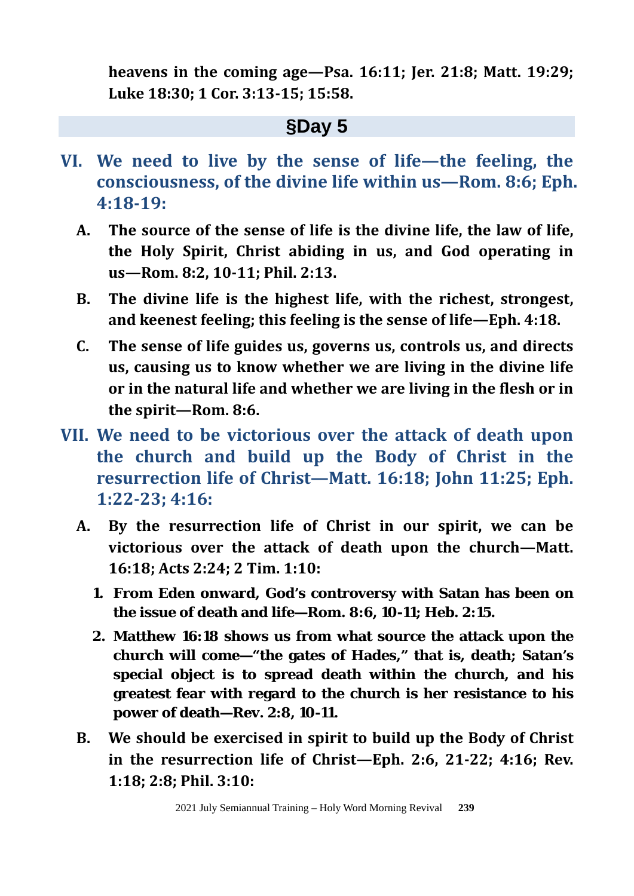**heavens in the coming age—Psa. 16:11; Jer. 21:8; Matt. 19:29; Luke 18:30; 1 Cor. 3:13-15; 15:58.**

## §Day 5

### VI. We need to live by the sense of life—the feeling, the consciousness, of the divine life within us—Rom. 8:6; Eph. 4:18-19:

**A. The source of the sense of life is the divine life, the law of life, the Holy Spirit, Christ abiding in us, and God operating in us—Rom. 8:2, 10-11; Phil. 2:13.**

**B. The divine life is the highest life, with the richest, strongest, and keenest feeling; this feeling is the sense of life—Eph. 4:18.**

**C. The sense of life guides us, governs us, controls us, and directs us, causing us to know whether we are living in the divine life or in the natural life and whether we are living in the flesh or in the spirit—Rom. 8:6.**

### VII. We need to be victorious over the attack of death upon the church and build up the Body of Christ in the resurrection life of Christ—Matt. 16:18; John 11:25; Eph. 1:22-23; 4:16:

**A. By the resurrection life of Christ in our spirit, we can be victorious over the attack of death upon the church—Matt. 16:18; Acts 2:24; 2 Tim. 1:10:**

1. **From Eden onward, God's controversy with Satan has been on the issue of death and life—Rom. 8:6, 10-11; Heb. 2:15.**
2. **Matthew 16:18 shows us from what source the attack upon the church will come—"the gates of Hades," that is, death; Satan's special object is to spread death within the church, and his greatest fear with regard to the church is her resistance to his power of death—Rev. 2:8, 10-11.**

**B. We should be exercised in spirit to build up the Body of Christ in the resurrection life of Christ—Eph. 2:6, 21-22; 4:16; Rev. 1:18; 2:8; Phil. 3:10:**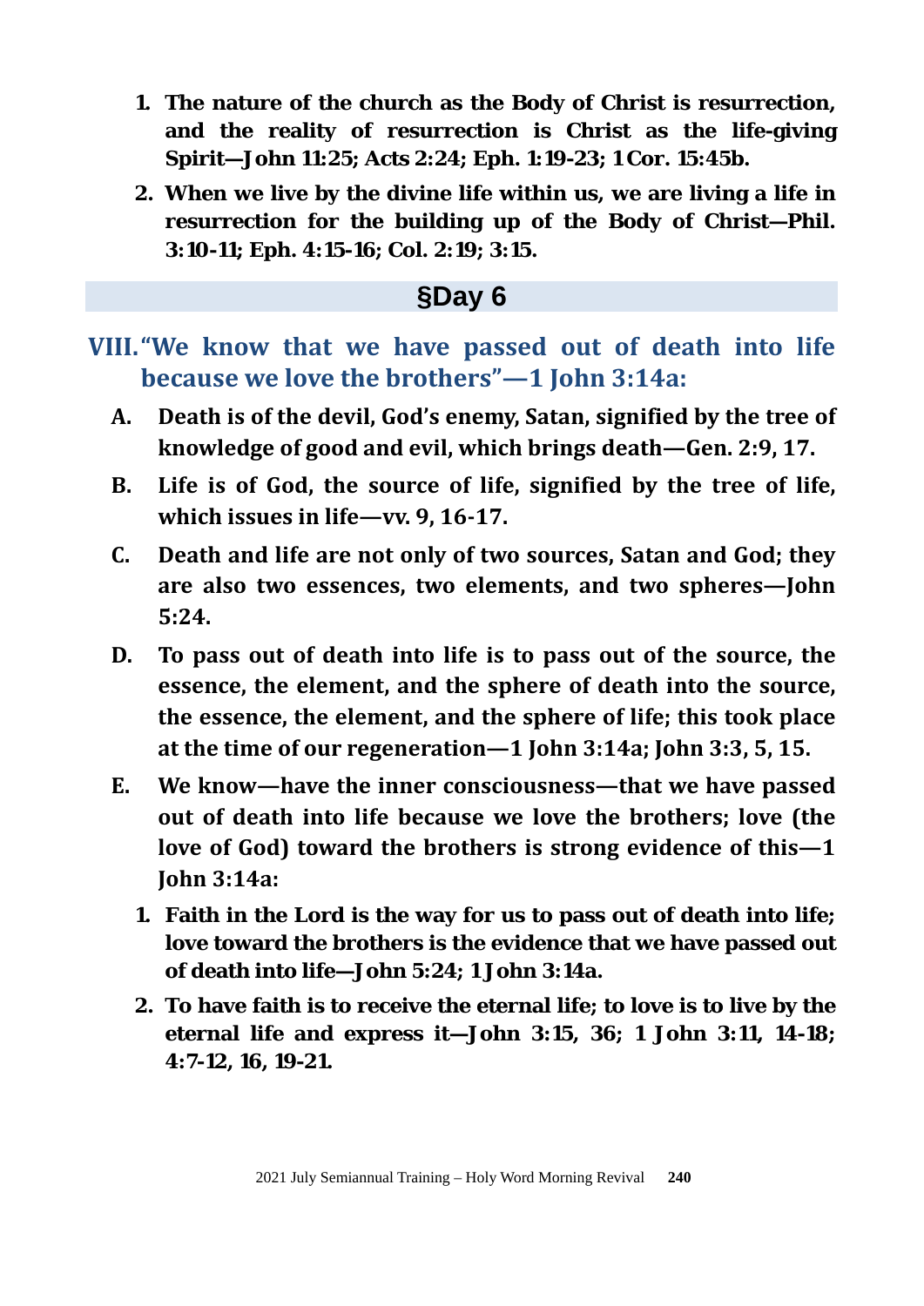1. **The nature of the church as the Body of Christ is resurrection, and the reality of resurrection is Christ as the life-giving Spirit—John 11:25; Acts 2:24; Eph. 1:19-23; 1 Cor. 15:45b.**
2. **When we live by the divine life within us, we are living a life in resurrection for the building up of the Body of Christ—Phil. 3:10-11; Eph. 4:15-16; Col. 2:19; 3:15.**

## §Day 6

## VIII. "We know that we have passed out of death into life because we love the brothers"—1 John 3:14a:

**A. Death is of the devil, God's enemy, Satan, signified by the tree of knowledge of good and evil, which brings death—Gen. 2:9, 17.**

**B. Life is of God, the source of life, signified by the tree of life, which issues in life—vv. 9, 16-17.**

**C. Death and life are not only of two sources, Satan and God; they are also two essences, two elements, and two spheres—John 5:24.**

**D. To pass out of death into life is to pass out of the source, the essence, the element, and the sphere of death into the source, the essence, the element, and the sphere of life; this took place at the time of our regeneration—1 John 3:14a; John 3:3, 5, 15.**

**E. We know—have the inner consciousness—that we have passed out of death into life because we love the brothers; love (the love of God) toward the brothers is strong evidence of this—1 John 3:14a:**

1. **Faith in the Lord is the way for us to pass out of death into life; love toward the brothers is the evidence that we have passed out of death into life—John 5:24; 1 John 3:14a.**
2. **To have faith is to receive the eternal life; to love is to live by the eternal life and express it—John 3:15, 36; 1 John 3:11, 14-18; 4:7-12, 16, 19-21.**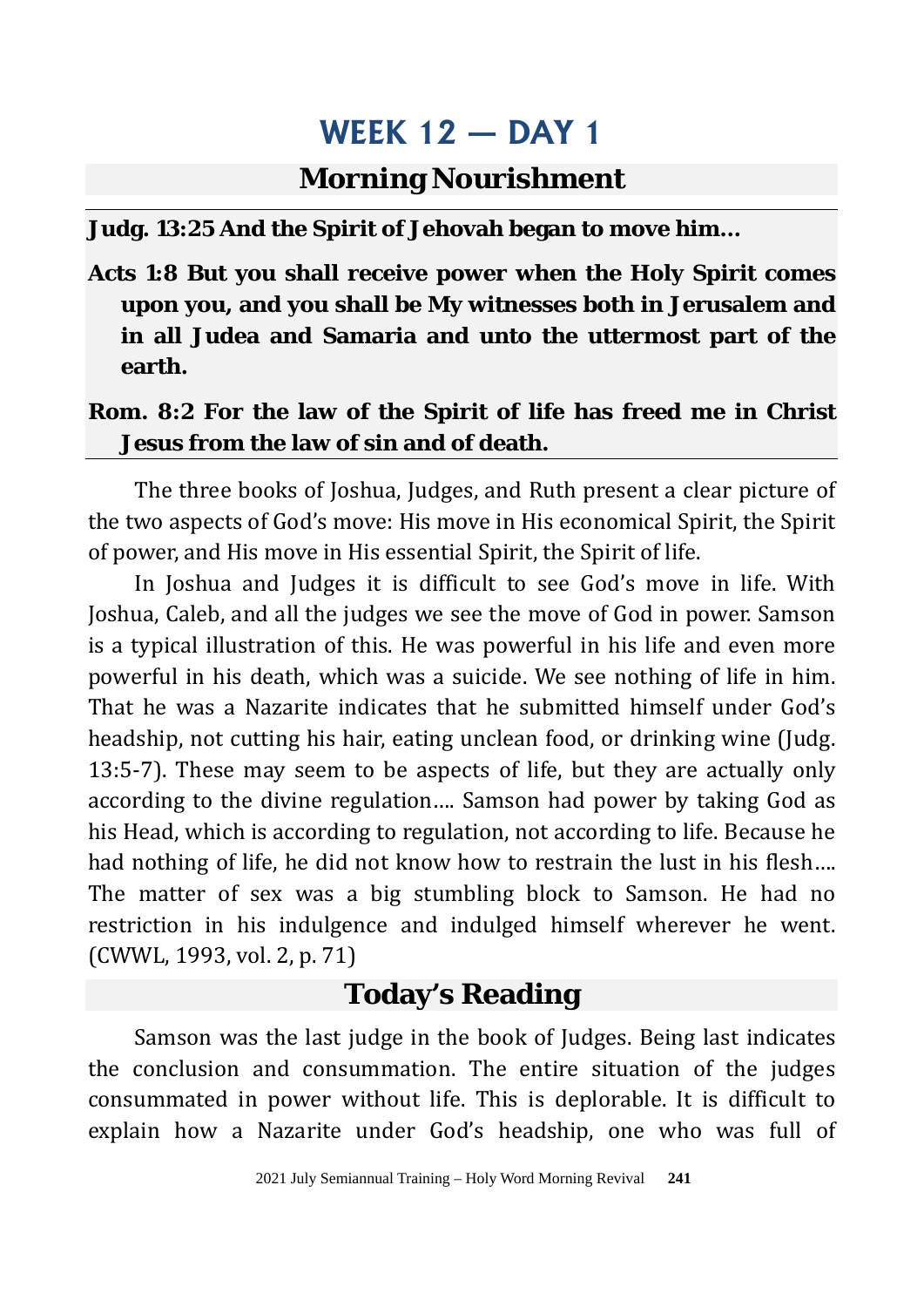# WEEK 12 — DAY 1

## Morning Nourishment

**Judg. 13:25 And the Spirit of Jehovah began to move him...**

**Acts 1:8 But you shall receive power when the Holy Spirit comes upon you, and you shall be My witnesses both in Jerusalem and in all Judea and Samaria and unto the uttermost part of the earth.**

**Rom. 8:2 For the law of the Spirit of life has freed me in Christ Jesus from the law of sin and of death.**

The three books of Joshua, Judges, and Ruth present a clear picture of the two aspects of God's move: His move in His economical Spirit, the Spirit of power, and His move in His essential Spirit, the Spirit of life.

In Joshua and Judges it is difficult to see God's move in life. With Joshua, Caleb, and all the judges we see the move of God in power. Samson is a typical illustration of this. He was powerful in his life and even more powerful in his death, which was a suicide. We see nothing of life in him. That he was a Nazarite indicates that he submitted himself under God's headship, not cutting his hair, eating unclean food, or drinking wine (Judg. 13:5-7). These may seem to be aspects of life, but they are actually only according to the divine regulation.... Samson had power by taking God as his Head, which is according to regulation, not according to life. Because he had nothing of life, he did not know how to restrain the lust in his flesh.... The matter of sex was a big stumbling block to Samson. He had no restriction in his indulgence and indulged himself wherever he went. (CWWL, 1993, vol. 2, p. 71)

## Today's Reading

Samson was the last judge in the book of Judges. Being last indicates the conclusion and consummation. The entire situation of the judges consummated in power without life. This is deplorable. It is difficult to explain how a Nazarite under God's headship, one who was full of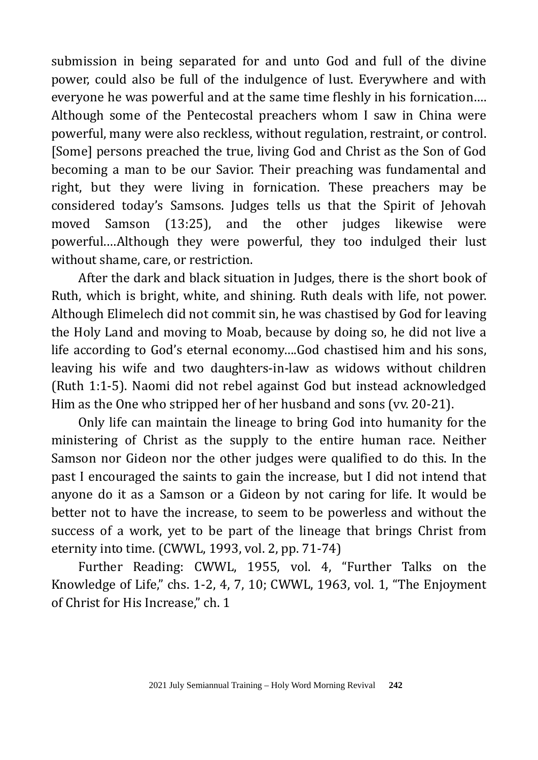submission in being separated for and unto God and full of the divine power, could also be full of the indulgence of lust. Everywhere and with everyone he was powerful and at the same time fleshly in his fornication…. Although some of the Pentecostal preachers whom I saw in China were powerful, many were also reckless, without regulation, restraint, or control. [Some] persons preached the true, living God and Christ as the Son of God becoming a man to be our Savior. Their preaching was fundamental and right, but they were living in fornication. These preachers may be considered today's Samsons. Judges tells us that the Spirit of Jehovah moved Samson (13:25), and the other judges likewise were powerful….Although they were powerful, they too indulged their lust without shame, care, or restriction.

After the dark and black situation in Judges, there is the short book of Ruth, which is bright, white, and shining. Ruth deals with life, not power. Although Elimelech did not commit sin, he was chastised by God for leaving the Holy Land and moving to Moab, because by doing so, he did not live a life according to God's eternal economy….God chastised him and his sons, leaving his wife and two daughters-in-law as widows without children (Ruth 1:1-5). Naomi did not rebel against God but instead acknowledged Him as the One who stripped her of her husband and sons (vv. 20-21).

Only life can maintain the lineage to bring God into humanity for the ministering of Christ as the supply to the entire human race. Neither Samson nor Gideon nor the other judges were qualified to do this. In the past I encouraged the saints to gain the increase, but I did not intend that anyone do it as a Samson or a Gideon by not caring for life. It would be better not to have the increase, to seem to be powerless and without the success of a work, yet to be part of the lineage that brings Christ from eternity into time. (CWWL, 1993, vol. 2, pp. 71-74)

Further Reading: CWWL, 1955, vol. 4, "Further Talks on the Knowledge of Life," chs. 1-2, 4, 7, 10; CWWL, 1963, vol. 1, "The Enjoyment of Christ for His Increase," ch. 1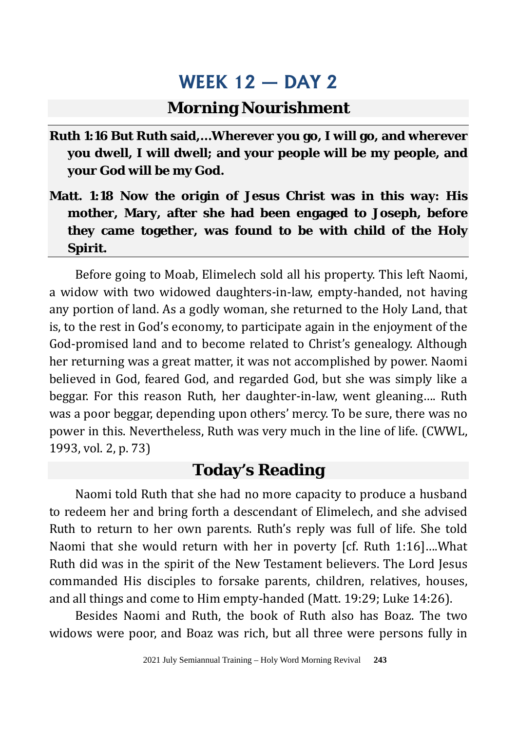# WEEK 12 — DAY 2

## Morning Nourishment

**Ruth 1:16 But Ruth said,...Wherever you go, I will go, and wherever you dwell, I will dwell; and your people will be my people, and your God will be my God.**

**Matt. 1:18 Now the origin of Jesus Christ was in this way: His mother, Mary, after she had been engaged to Joseph, before they came together, was found to be with child of the Holy Spirit.**

Before going to Moab, Elimelech sold all his property. This left Naomi, a widow with two widowed daughters-in-law, empty-handed, not having any portion of land. As a godly woman, she returned to the Holy Land, that is, to the rest in God's economy, to participate again in the enjoyment of the God-promised land and to become related to Christ's genealogy. Although her returning was a great matter, it was not accomplished by power. Naomi believed in God, feared God, and regarded God, but she was simply like a beggar. For this reason Ruth, her daughter-in-law, went gleaning.... Ruth was a poor beggar, depending upon others' mercy. To be sure, there was no power in this. Nevertheless, Ruth was very much in the line of life. (CWWL, 1993, vol. 2, p. 73)

## Today's Reading

Naomi told Ruth that she had no more capacity to produce a husband to redeem her and bring forth a descendant of Elimelech, and she advised Ruth to return to her own parents. Ruth's reply was full of life. She told Naomi that she would return with her in poverty [cf. Ruth 1:16]....What Ruth did was in the spirit of the New Testament believers. The Lord Jesus commanded His disciples to forsake parents, children, relatives, houses, and all things and come to Him empty-handed (Matt. 19:29; Luke 14:26).

Besides Naomi and Ruth, the book of Ruth also has Boaz. The two widows were poor, and Boaz was rich, but all three were persons fully in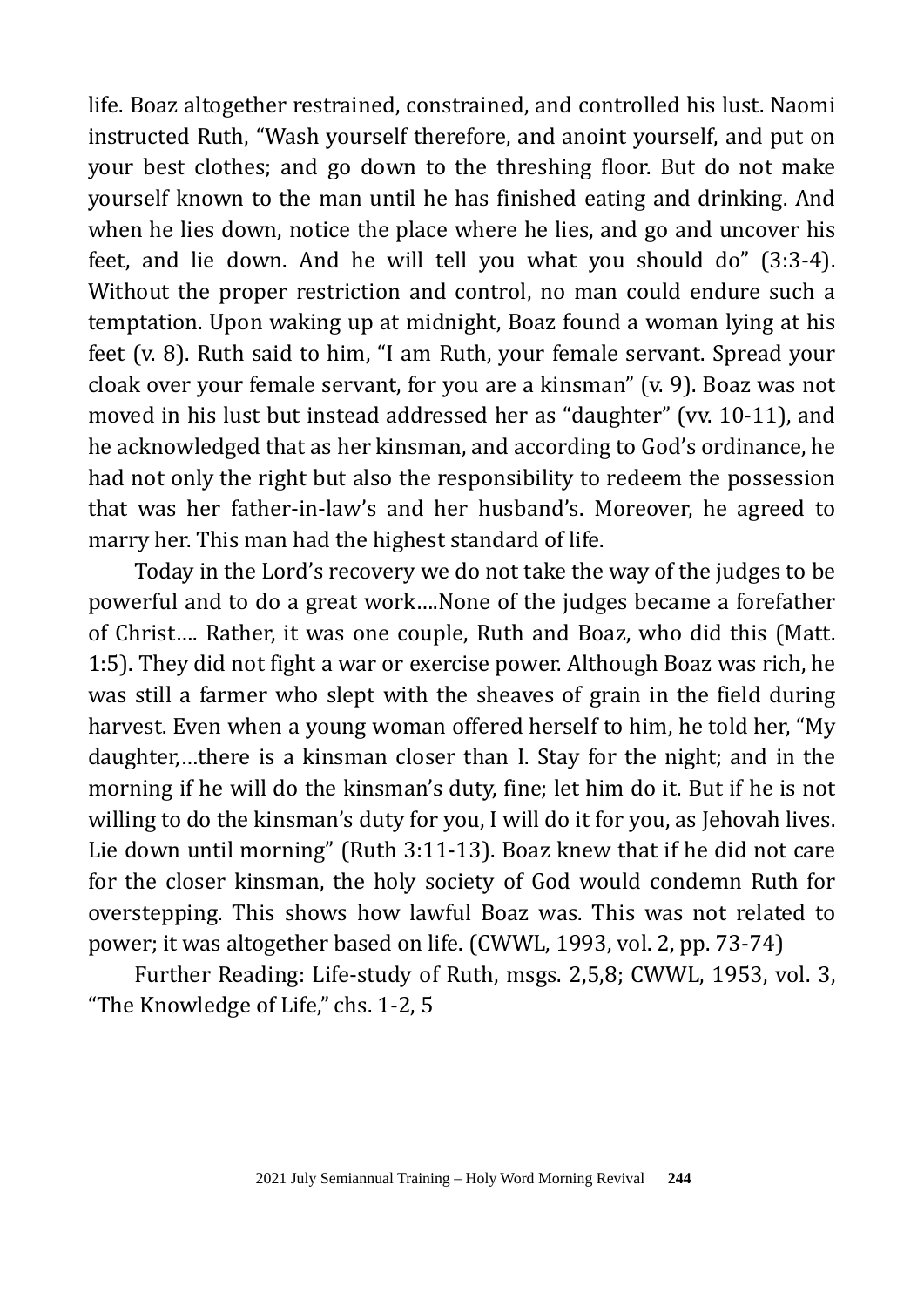life. Boaz altogether restrained, constrained, and controlled his lust. Naomi instructed Ruth, "Wash yourself therefore, and anoint yourself, and put on your best clothes; and go down to the threshing floor. But do not make yourself known to the man until he has finished eating and drinking. And when he lies down, notice the place where he lies, and go and uncover his feet, and lie down. And he will tell you what you should do" (3:3-4). Without the proper restriction and control, no man could endure such a temptation. Upon waking up at midnight, Boaz found a woman lying at his feet (v. 8). Ruth said to him, "I am Ruth, your female servant. Spread your cloak over your female servant, for you are a kinsman" (v. 9). Boaz was not moved in his lust but instead addressed her as "daughter" (vv. 10-11), and he acknowledged that as her kinsman, and according to God's ordinance, he had not only the right but also the responsibility to redeem the possession that was her father-in-law's and her husband's. Moreover, he agreed to marry her. This man had the highest standard of life.

Today in the Lord's recovery we do not take the way of the judges to be powerful and to do a great work….None of the judges became a forefather of Christ…. Rather, it was one couple, Ruth and Boaz, who did this (Matt. 1:5). They did not fight a war or exercise power. Although Boaz was rich, he was still a farmer who slept with the sheaves of grain in the field during harvest. Even when a young woman offered herself to him, he told her, "My daughter,…there is a kinsman closer than I. Stay for the night; and in the morning if he will do the kinsman's duty, fine; let him do it. But if he is not willing to do the kinsman's duty for you, I will do it for you, as Jehovah lives. Lie down until morning" (Ruth 3:11-13). Boaz knew that if he did not care for the closer kinsman, the holy society of God would condemn Ruth for overstepping. This shows how lawful Boaz was. This was not related to power; it was altogether based on life. (CWWL, 1993, vol. 2, pp. 73-74)

Further Reading: Life-study of Ruth, msgs. 2,5,8; CWWL, 1953, vol. 3, "The Knowledge of Life," chs. 1-2, 5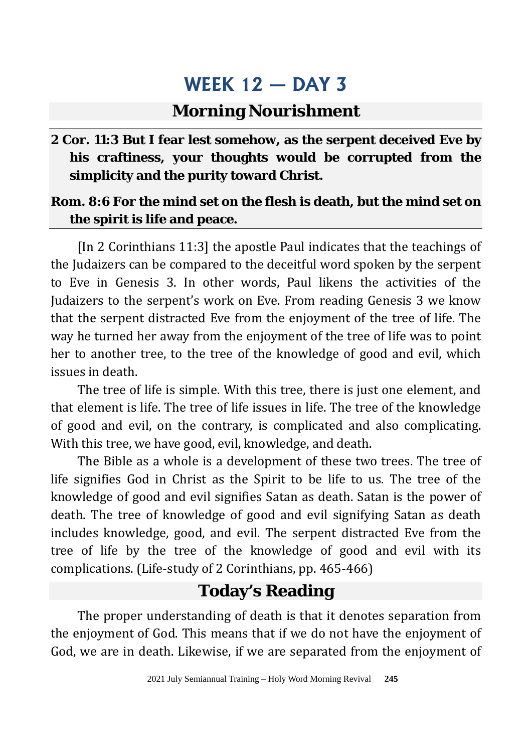# WEEK 12 — DAY 3

## Morning Nourishment

**2 Cor. 11:3 But I fear lest somehow, as the serpent deceived Eve by his craftiness, your thoughts would be corrupted from the simplicity and the purity toward Christ.**

**Rom. 8:6 For the mind set on the flesh is death, but the mind set on the spirit is life and peace.**

[In 2 Corinthians 11:3] the apostle Paul indicates that the teachings of the Judaizers can be compared to the deceitful word spoken by the serpent to Eve in Genesis 3. In other words, Paul likens the activities of the Judaizers to the serpent's work on Eve. From reading Genesis 3 we know that the serpent distracted Eve from the enjoyment of the tree of life. The way he turned her away from the enjoyment of the tree of life was to point her to another tree, to the tree of the knowledge of good and evil, which issues in death.

The tree of life is simple. With this tree, there is just one element, and that element is life. The tree of life issues in life. The tree of the knowledge of good and evil, on the contrary, is complicated and also complicating. With this tree, we have good, evil, knowledge, and death.

The Bible as a whole is a development of these two trees. The tree of life signifies God in Christ as the Spirit to be life to us. The tree of the knowledge of good and evil signifies Satan as death. Satan is the power of death. The tree of knowledge of good and evil signifying Satan as death includes knowledge, good, and evil. The serpent distracted Eve from the tree of life by the tree of the knowledge of good and evil with its complications. (Life-study of 2 Corinthians, pp. 465-466)

## Today's Reading

The proper understanding of death is that it denotes separation from the enjoyment of God. This means that if we do not have the enjoyment of God, we are in death. Likewise, if we are separated from the enjoyment of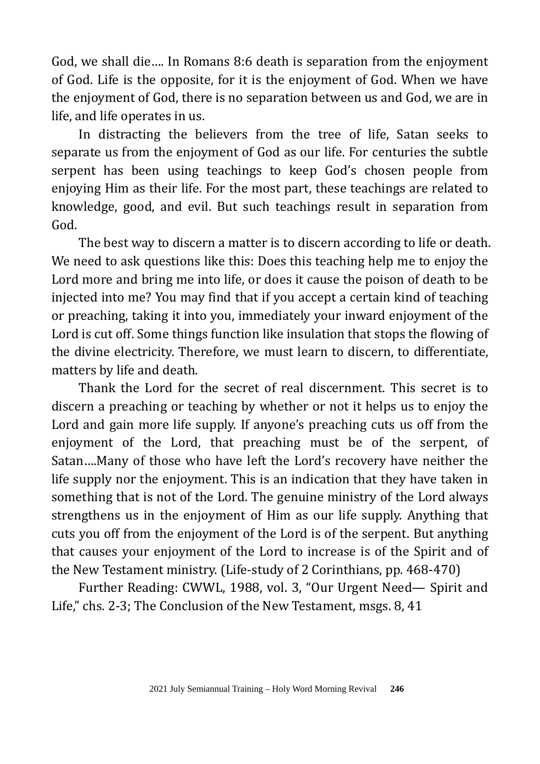God, we shall die…. In Romans 8:6 death is separation from the enjoyment of God. Life is the opposite, for it is the enjoyment of God. When we have the enjoyment of God, there is no separation between us and God, we are in life, and life operates in us.

In distracting the believers from the tree of life, Satan seeks to separate us from the enjoyment of God as our life. For centuries the subtle serpent has been using teachings to keep God's chosen people from enjoying Him as their life. For the most part, these teachings are related to knowledge, good, and evil. But such teachings result in separation from God.

The best way to discern a matter is to discern according to life or death. We need to ask questions like this: Does this teaching help me to enjoy the Lord more and bring me into life, or does it cause the poison of death to be injected into me? You may find that if you accept a certain kind of teaching or preaching, taking it into you, immediately your inward enjoyment of the Lord is cut off. Some things function like insulation that stops the flowing of the divine electricity. Therefore, we must learn to discern, to differentiate, matters by life and death.

Thank the Lord for the secret of real discernment. This secret is to discern a preaching or teaching by whether or not it helps us to enjoy the Lord and gain more life supply. If anyone's preaching cuts us off from the enjoyment of the Lord, that preaching must be of the serpent, of Satan….Many of those who have left the Lord's recovery have neither the life supply nor the enjoyment. This is an indication that they have taken in something that is not of the Lord. The genuine ministry of the Lord always strengthens us in the enjoyment of Him as our life supply. Anything that cuts you off from the enjoyment of the Lord is of the serpent. But anything that causes your enjoyment of the Lord to increase is of the Spirit and of the New Testament ministry. (Life-study of 2 Corinthians, pp. 468-470)

Further Reading: CWWL, 1988, vol. 3, "Our Urgent Need— Spirit and Life," chs. 2-3; The Conclusion of the New Testament, msgs. 8, 41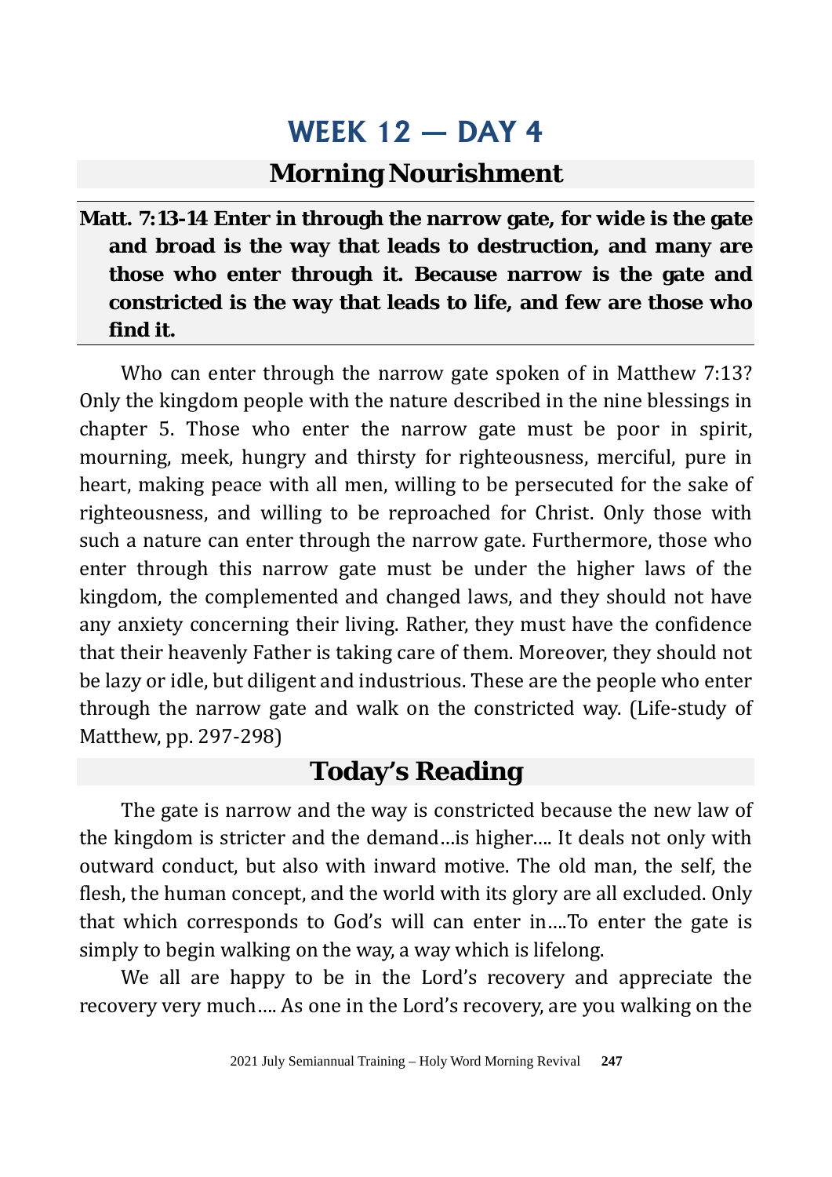# WEEK 12 — DAY 4

## Morning Nourishment

**Matt. 7:13-14 Enter in through the narrow gate, for wide is the gate and broad is the way that leads to destruction, and many are those who enter through it. Because narrow is the gate and constricted is the way that leads to life, and few are those who find it.**

Who can enter through the narrow gate spoken of in Matthew 7:13? Only the kingdom people with the nature described in the nine blessings in chapter 5. Those who enter the narrow gate must be poor in spirit, mourning, meek, hungry and thirsty for righteousness, merciful, pure in heart, making peace with all men, willing to be persecuted for the sake of righteousness, and willing to be reproached for Christ. Only those with such a nature can enter through the narrow gate. Furthermore, those who enter through this narrow gate must be under the higher laws of the kingdom, the complemented and changed laws, and they should not have any anxiety concerning their living. Rather, they must have the confidence that their heavenly Father is taking care of them. Moreover, they should not be lazy or idle, but diligent and industrious. These are the people who enter through the narrow gate and walk on the constricted way. (Life-study of Matthew, pp. 297-298)

## Today's Reading

The gate is narrow and the way is constricted because the new law of the kingdom is stricter and the demand…is higher…. It deals not only with outward conduct, but also with inward motive. The old man, the self, the flesh, the human concept, and the world with its glory are all excluded. Only that which corresponds to God's will can enter in….To enter the gate is simply to begin walking on the way, a way which is lifelong.

We all are happy to be in the Lord's recovery and appreciate the recovery very much…. As one in the Lord's recovery, are you walking on the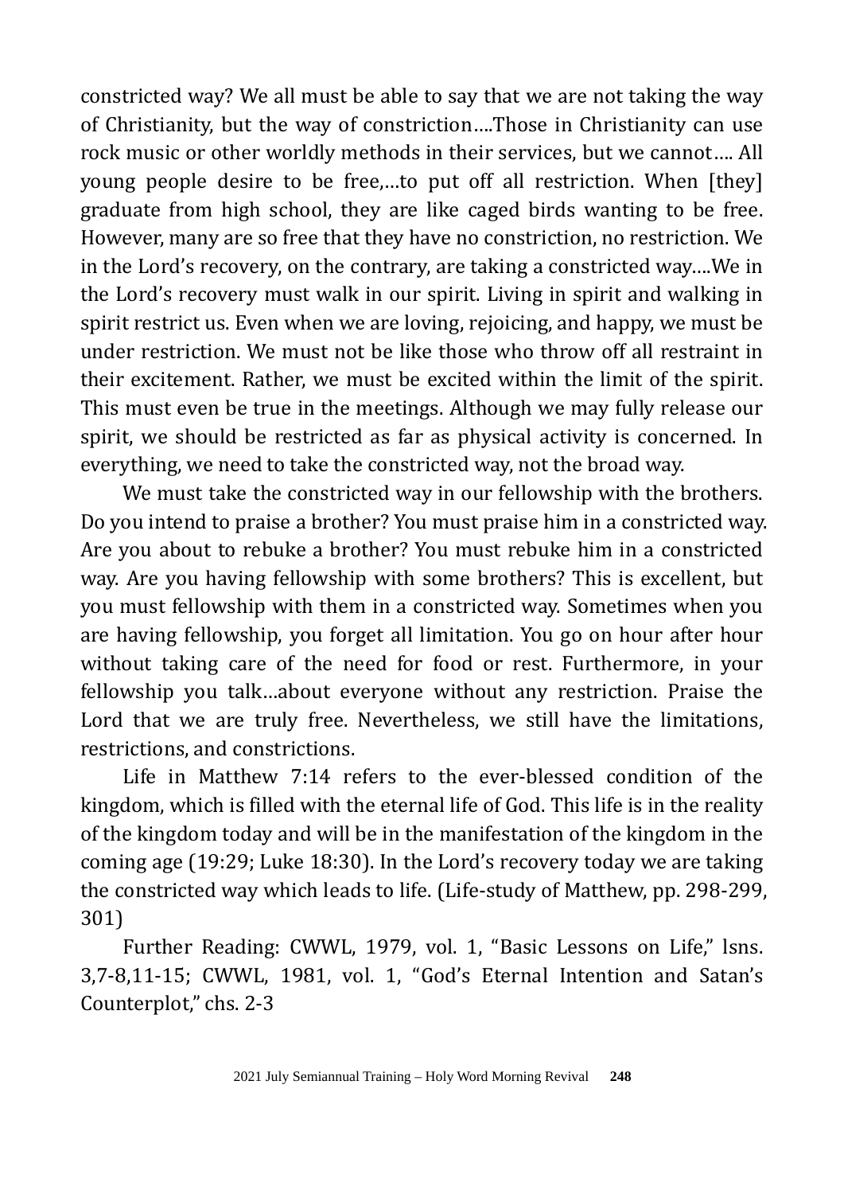constricted way? We all must be able to say that we are not taking the way of Christianity, but the way of constriction….Those in Christianity can use rock music or other worldly methods in their services, but we cannot…. All young people desire to be free,…to put off all restriction. When [they] graduate from high school, they are like caged birds wanting to be free. However, many are so free that they have no constriction, no restriction. We in the Lord's recovery, on the contrary, are taking a constricted way….We in the Lord's recovery must walk in our spirit. Living in spirit and walking in spirit restrict us. Even when we are loving, rejoicing, and happy, we must be under restriction. We must not be like those who throw off all restraint in their excitement. Rather, we must be excited within the limit of the spirit. This must even be true in the meetings. Although we may fully release our spirit, we should be restricted as far as physical activity is concerned. In everything, we need to take the constricted way, not the broad way.

We must take the constricted way in our fellowship with the brothers. Do you intend to praise a brother? You must praise him in a constricted way. Are you about to rebuke a brother? You must rebuke him in a constricted way. Are you having fellowship with some brothers? This is excellent, but you must fellowship with them in a constricted way. Sometimes when you are having fellowship, you forget all limitation. You go on hour after hour without taking care of the need for food or rest. Furthermore, in your fellowship you talk…about everyone without any restriction. Praise the Lord that we are truly free. Nevertheless, we still have the limitations, restrictions, and constrictions.

Life in Matthew 7:14 refers to the ever-blessed condition of the kingdom, which is filled with the eternal life of God. This life is in the reality of the kingdom today and will be in the manifestation of the kingdom in the coming age (19:29; Luke 18:30). In the Lord's recovery today we are taking the constricted way which leads to life. (Life-study of Matthew, pp. 298-299, 301)

Further Reading: CWWL, 1979, vol. 1, "Basic Lessons on Life," lsns. 3,7-8,11-15; CWWL, 1981, vol. 1, "God's Eternal Intention and Satan's Counterplot," chs. 2-3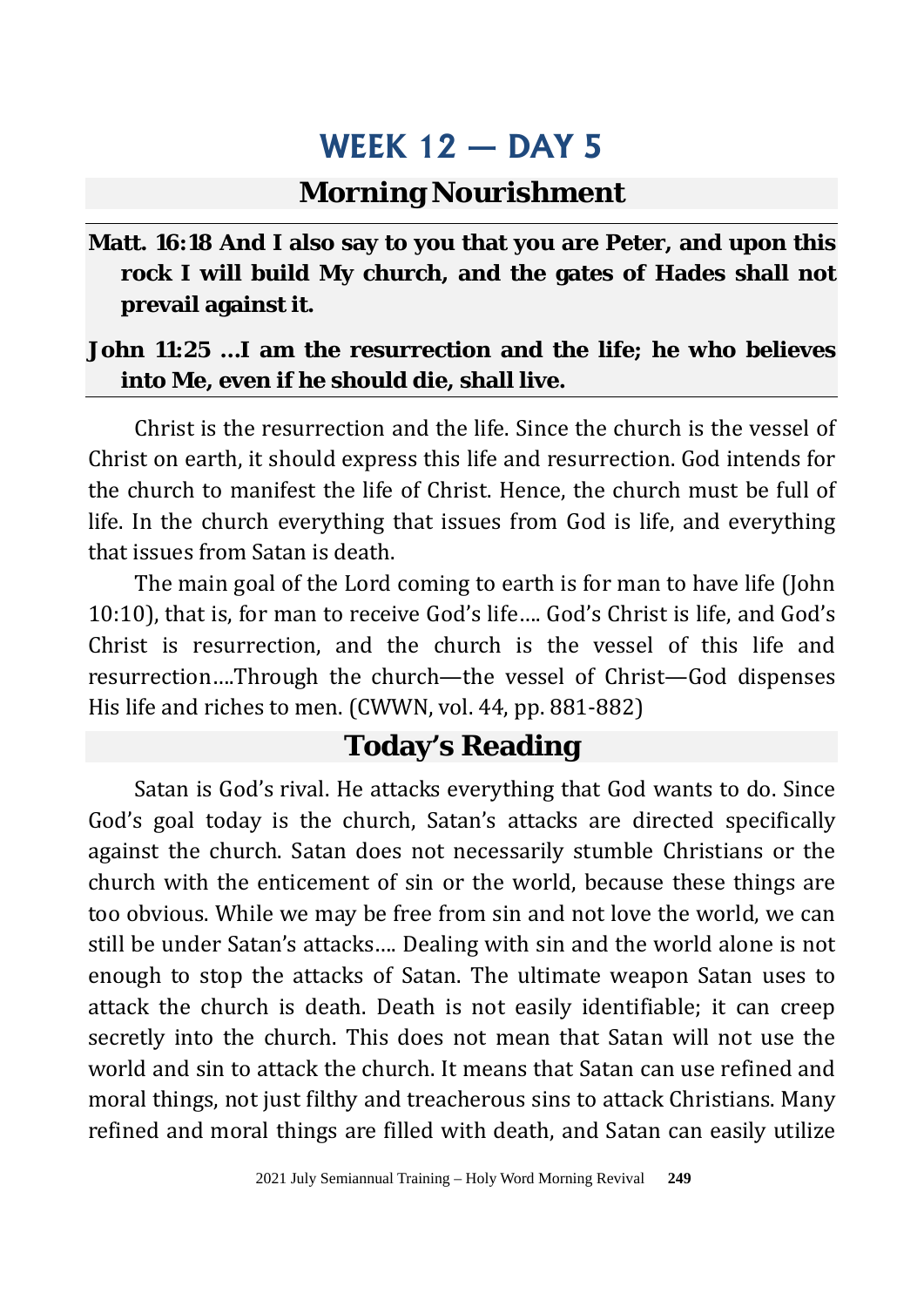# WEEK 12 — DAY 5

## Morning Nourishment

**Matt. 16:18 And I also say to you that you are Peter, and upon this rock I will build My church, and the gates of Hades shall not prevail against it.**

**John 11:25 …I am the resurrection and the life; he who believes into Me, even if he should die, shall live.**

Christ is the resurrection and the life. Since the church is the vessel of Christ on earth, it should express this life and resurrection. God intends for the church to manifest the life of Christ. Hence, the church must be full of life. In the church everything that issues from God is life, and everything that issues from Satan is death.

The main goal of the Lord coming to earth is for man to have life (John 10:10), that is, for man to receive God's life…. God's Christ is life, and God's Christ is resurrection, and the church is the vessel of this life and resurrection….Through the church—the vessel of Christ—God dispenses His life and riches to men. (CWWN, vol. 44, pp. 881-882)

## Today's Reading

Satan is God's rival. He attacks everything that God wants to do. Since God's goal today is the church, Satan's attacks are directed specifically against the church. Satan does not necessarily stumble Christians or the church with the enticement of sin or the world, because these things are too obvious. While we may be free from sin and not love the world, we can still be under Satan's attacks…. Dealing with sin and the world alone is not enough to stop the attacks of Satan. The ultimate weapon Satan uses to attack the church is death. Death is not easily identifiable; it can creep secretly into the church. This does not mean that Satan will not use the world and sin to attack the church. It means that Satan can use refined and moral things, not just filthy and treacherous sins to attack Christians. Many refined and moral things are filled with death, and Satan can easily utilize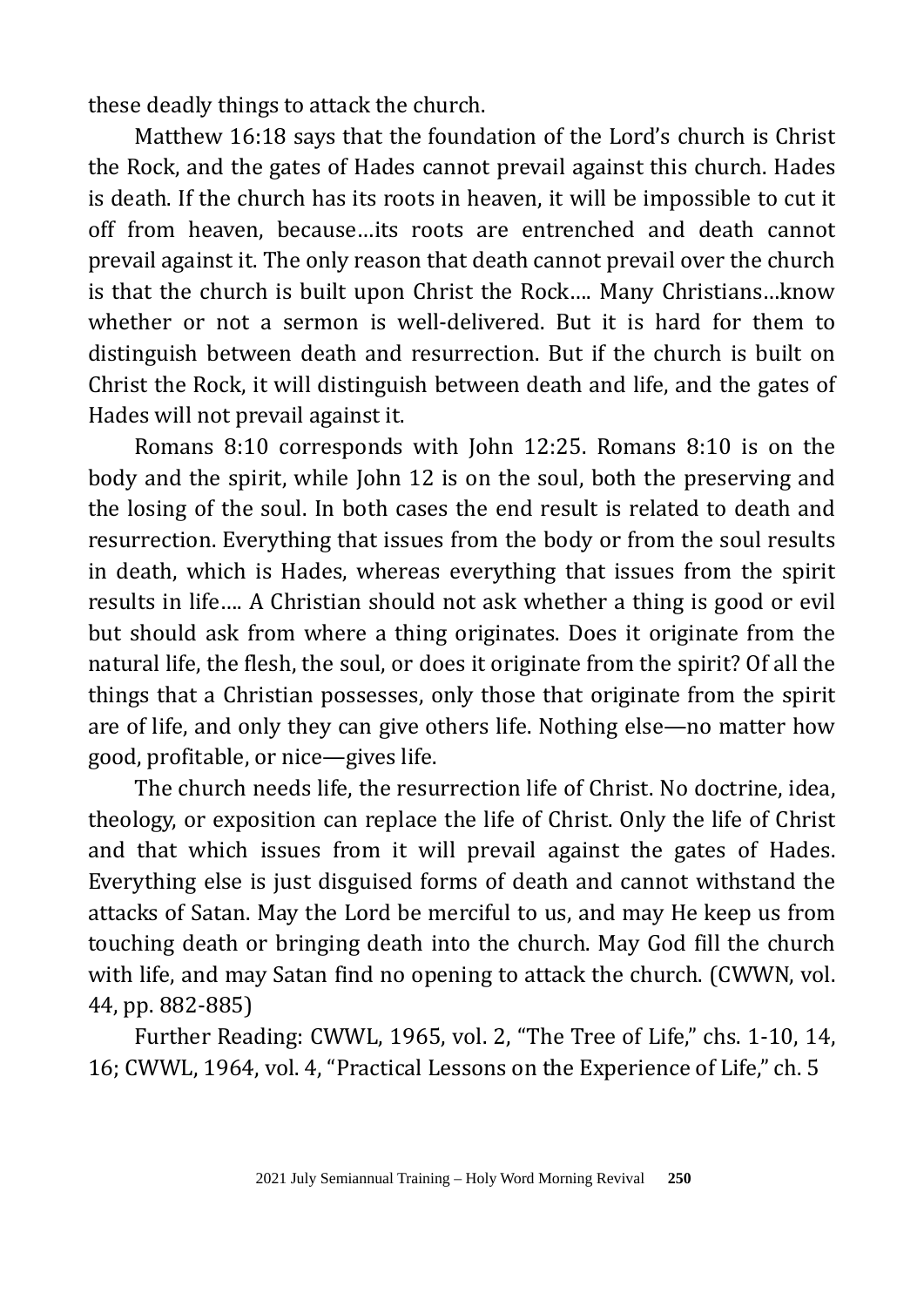these deadly things to attack the church.

Matthew 16:18 says that the foundation of the Lord's church is Christ the Rock, and the gates of Hades cannot prevail against this church. Hades is death. If the church has its roots in heaven, it will be impossible to cut it off from heaven, because…its roots are entrenched and death cannot prevail against it. The only reason that death cannot prevail over the church is that the church is built upon Christ the Rock…. Many Christians…know whether or not a sermon is well-delivered. But it is hard for them to distinguish between death and resurrection. But if the church is built on Christ the Rock, it will distinguish between death and life, and the gates of Hades will not prevail against it.

Romans 8:10 corresponds with John 12:25. Romans 8:10 is on the body and the spirit, while John 12 is on the soul, both the preserving and the losing of the soul. In both cases the end result is related to death and resurrection. Everything that issues from the body or from the soul results in death, which is Hades, whereas everything that issues from the spirit results in life…. A Christian should not ask whether a thing is good or evil but should ask from where a thing originates. Does it originate from the natural life, the flesh, the soul, or does it originate from the spirit? Of all the things that a Christian possesses, only those that originate from the spirit are of life, and only they can give others life. Nothing else—no matter how good, profitable, or nice—gives life.

The church needs life, the resurrection life of Christ. No doctrine, idea, theology, or exposition can replace the life of Christ. Only the life of Christ and that which issues from it will prevail against the gates of Hades. Everything else is just disguised forms of death and cannot withstand the attacks of Satan. May the Lord be merciful to us, and may He keep us from touching death or bringing death into the church. May God fill the church with life, and may Satan find no opening to attack the church. (CWWN, vol. 44, pp. 882-885)

Further Reading: CWWL, 1965, vol. 2, "The Tree of Life," chs. 1-10, 14, 16; CWWL, 1964, vol. 4, "Practical Lessons on the Experience of Life," ch. 5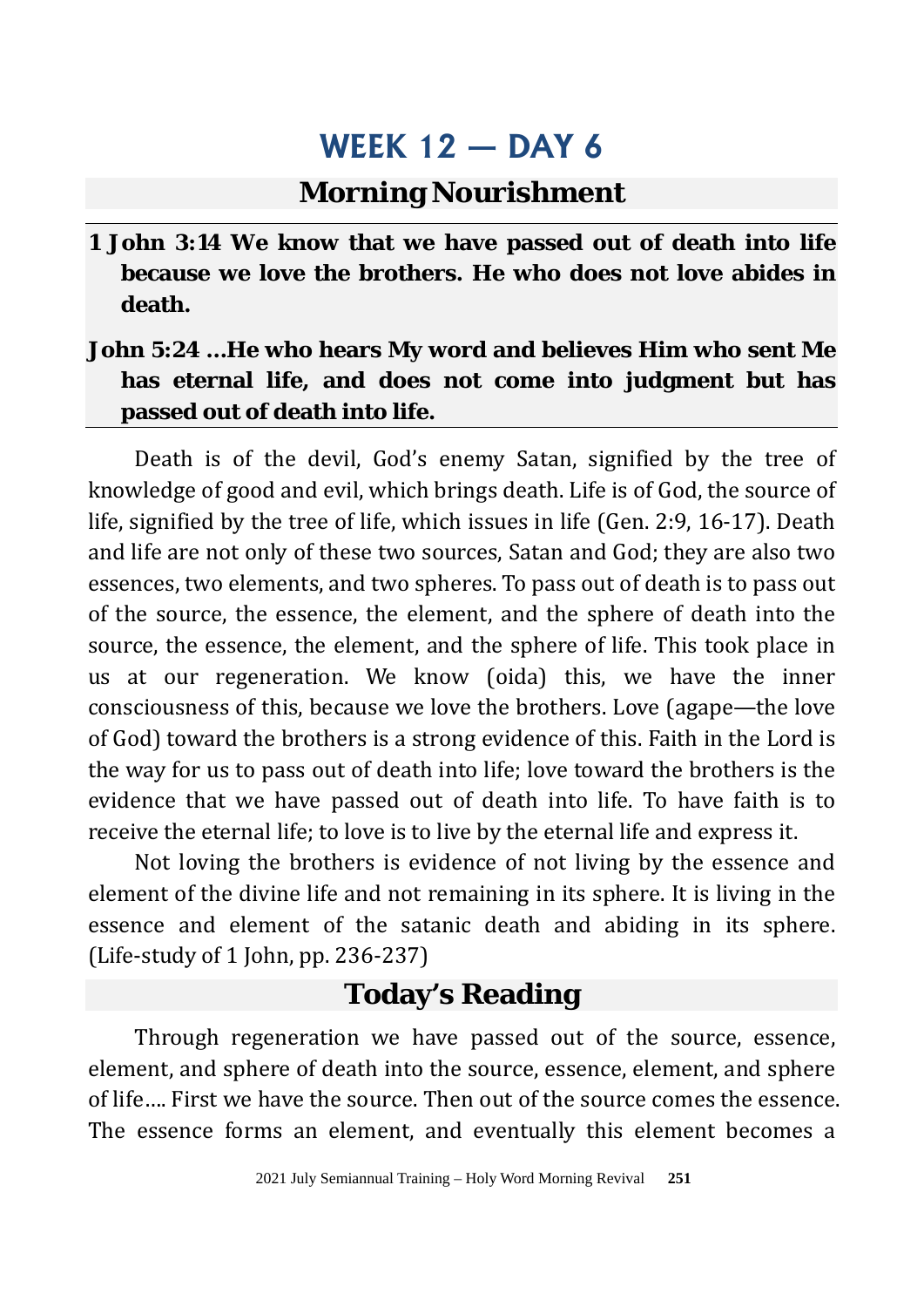# WEEK 12 — DAY 6

## Morning Nourishment

**1 John 3:14 We know that we have passed out of death into life because we love the brothers. He who does not love abides in death.**

**John 5:24 ...He who hears My word and believes Him who sent Me has eternal life, and does not come into judgment but has passed out of death into life.**

Death is of the devil, God's enemy Satan, signified by the tree of knowledge of good and evil, which brings death. Life is of God, the source of life, signified by the tree of life, which issues in life (Gen. 2:9, 16-17). Death and life are not only of these two sources, Satan and God; they are also two essences, two elements, and two spheres. To pass out of death is to pass out of the source, the essence, the element, and the sphere of death into the source, the essence, the element, and the sphere of life. This took place in us at our regeneration. We know (oida) this, we have the inner consciousness of this, because we love the brothers. Love (agape—the love of God) toward the brothers is a strong evidence of this. Faith in the Lord is the way for us to pass out of death into life; love toward the brothers is the evidence that we have passed out of death into life. To have faith is to receive the eternal life; to love is to live by the eternal life and express it.

Not loving the brothers is evidence of not living by the essence and element of the divine life and not remaining in its sphere. It is living in the essence and element of the satanic death and abiding in its sphere. (Life-study of 1 John, pp. 236-237)

## Today's Reading

Through regeneration we have passed out of the source, essence, element, and sphere of death into the source, essence, element, and sphere of life.... First we have the source. Then out of the source comes the essence. The essence forms an element, and eventually this element becomes a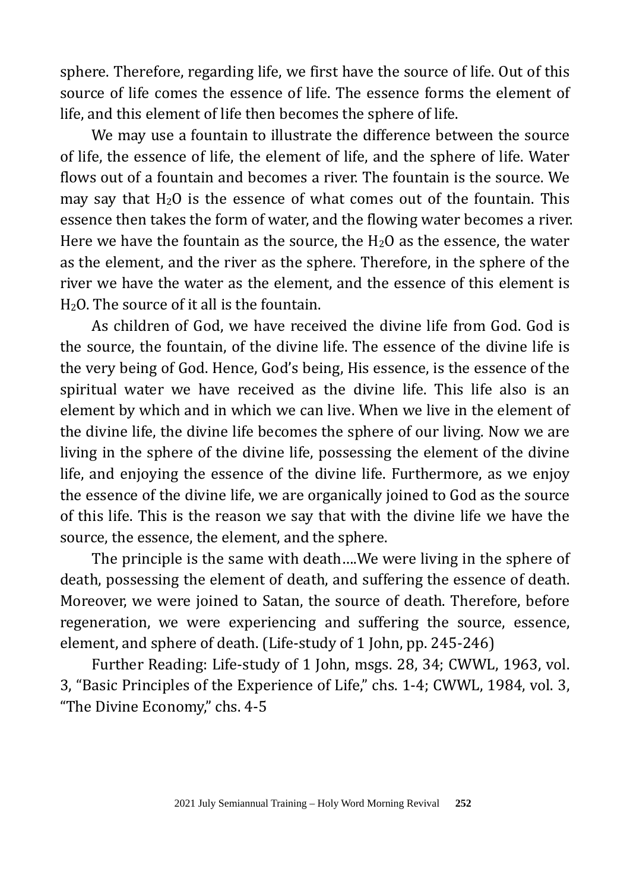sphere. Therefore, regarding life, we first have the source of life. Out of this source of life comes the essence of life. The essence forms the element of life, and this element of life then becomes the sphere of life.

We may use a fountain to illustrate the difference between the source of life, the essence of life, the element of life, and the sphere of life. Water flows out of a fountain and becomes a river. The fountain is the source. We may say that $H_2O$ is the essence of what comes out of the fountain. This essence then takes the form of water, and the flowing water becomes a river. Here we have the fountain as the source, the $H_2O$ as the essence, the water as the element, and the river as the sphere. Therefore, in the sphere of the river we have the water as the element, and the essence of this element is $H_2O$. The source of it all is the fountain.

As children of God, we have received the divine life from God. God is the source, the fountain, of the divine life. The essence of the divine life is the very being of God. Hence, God's being, His essence, is the essence of the spiritual water we have received as the divine life. This life also is an element by which and in which we can live. When we live in the element of the divine life, the divine life becomes the sphere of our living. Now we are living in the sphere of the divine life, possessing the element of the divine life, and enjoying the essence of the divine life. Furthermore, as we enjoy the essence of the divine life, we are organically joined to God as the source of this life. This is the reason we say that with the divine life we have the source, the essence, the element, and the sphere.

The principle is the same with death….We were living in the sphere of death, possessing the element of death, and suffering the essence of death. Moreover, we were joined to Satan, the source of death. Therefore, before regeneration, we were experiencing and suffering the source, essence, element, and sphere of death. (Life-study of 1 John, pp. 245-246)

Further Reading: Life-study of 1 John, msgs. 28, 34; CWWL, 1963, vol. 3, "Basic Principles of the Experience of Life," chs. 1-4; CWWL, 1984, vol. 3, "The Divine Economy," chs. 4-5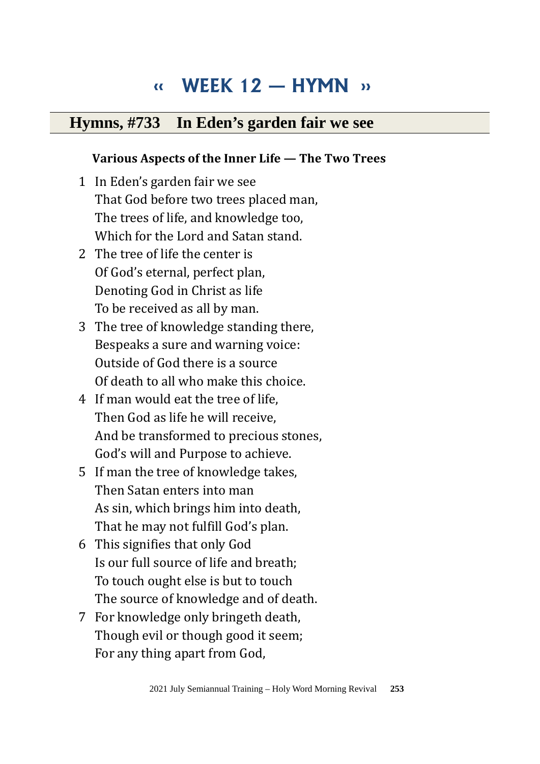# « WEEK 12 — HYMN »

## Hymns, #733 In Eden's garden fair we see

**Various Aspects of the Inner Life — The Two Trees**

1 In Eden's garden fair we see
That God before two trees placed man,
The trees of life, and knowledge too,
Which for the Lord and Satan stand.

2 The tree of life the center is
Of God's eternal, perfect plan,
Denoting God in Christ as life
To be received as all by man.

3 The tree of knowledge standing there,
Bespeaks a sure and warning voice:
Outside of God there is a source
Of death to all who make this choice.

4 If man would eat the tree of life,
Then God as life he will receive,
And be transformed to precious stones,
God's will and Purpose to achieve.

5 If man the tree of knowledge takes,
Then Satan enters into man
As sin, which brings him into death,
That he may not fulfill God's plan.

6 This signifies that only God
Is our full source of life and breath;
To touch ought else is but to touch
The source of knowledge and of death.

7 For knowledge only bringeth death,
Though evil or though good it seem;
For any thing apart from God,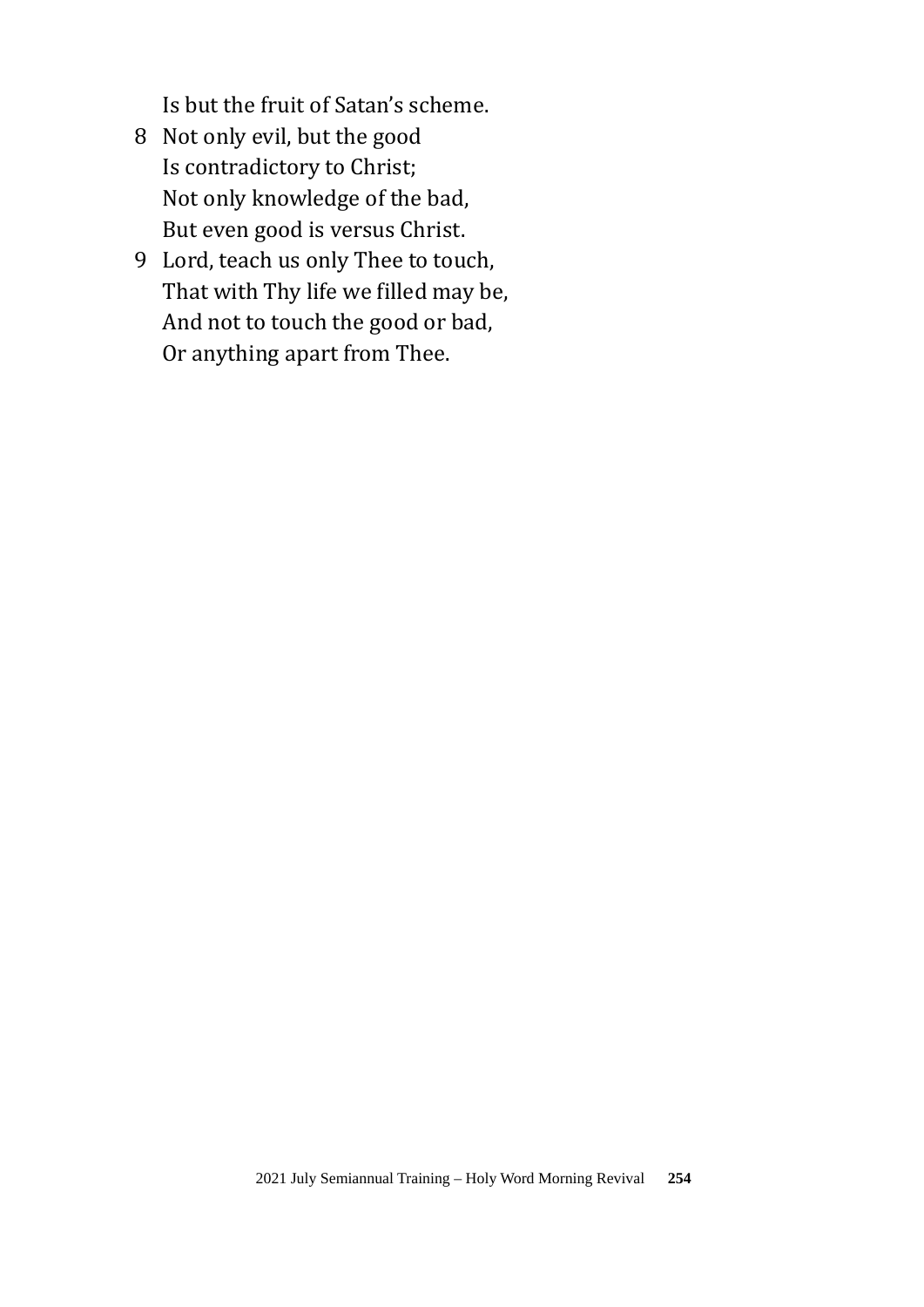Is but the fruit of Satan's scheme.

8 Not only evil, but the good
Is contradictory to Christ;
Not only knowledge of the bad,
But even good is versus Christ.

9 Lord, teach us only Thee to touch,
That with Thy life we filled may be,
And not to touch the good or bad,
Or anything apart from Thee.